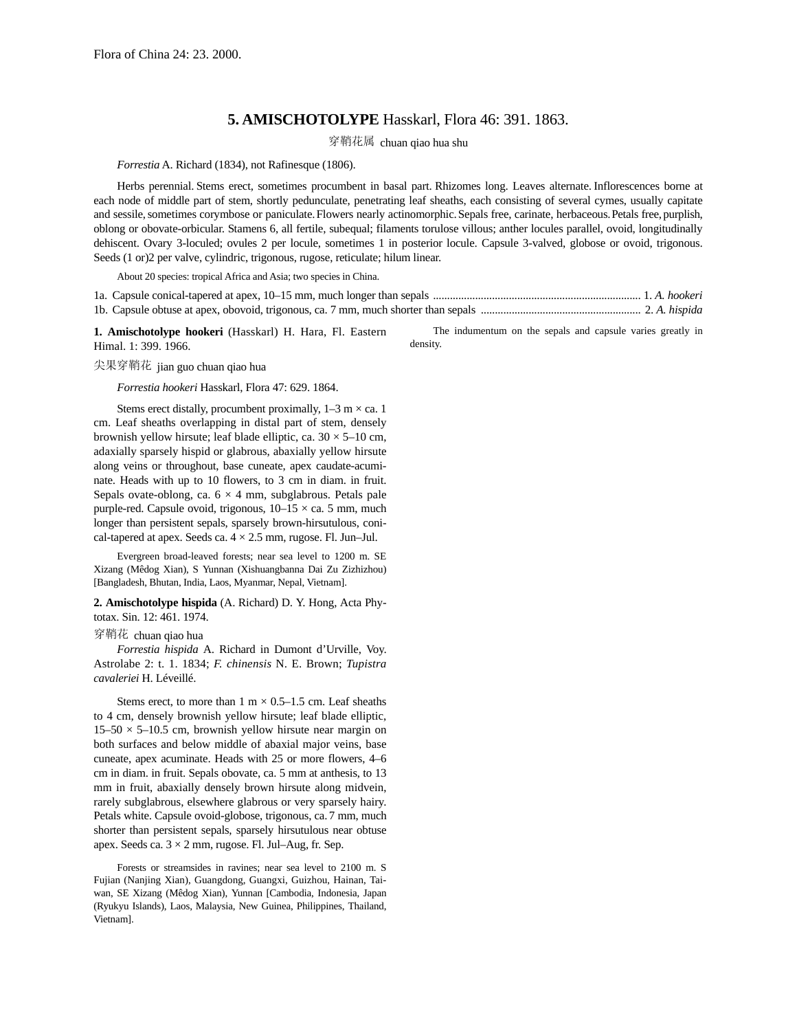Flora of China 24: 23. 2000.

# 5. AMISCHOTOLYPE Hasskarl, Flora 46: 391. 1863.

穿鞘花属 chuan qiao hua shu

*Forrestia* A. Richard (1834), not Rafinesque (1806).

Herbs perennial. Stems erect, sometimes procumbent in basal part. Rhizomes long. Leaves alternate. Inflorescences borne at each node of middle part of stem, shortly pedunculate, penetrating leaf sheaths, each consisting of several cymes, usually capitate and sessile, sometimes corymbose or paniculate. Flowers nearly actinomorphic. Sepals free, carinate, herbaceous. Petals free, purplish, oblong or obovate-orbicular. Stamens 6, all fertile, subequal; filaments torulose villous; anther locules parallel, ovoid, longitudinally dehiscent. Ovary 3-loculed; ovules 2 per locule, sometimes 1 in posterior locule. Capsule 3-valved, globose or ovoid, trigonous. Seeds (1 or)2 per valve, cylindric, trigonous, rugose, reticulate; hilum linear.

About 20 species: tropical Africa and Asia; two species in China.

1a. Capsule conical-tapered at apex, 10–15 mm, much longer than sepals ........................................ 1. *A. hookeri*
1b. Capsule obtuse at apex, obovoid, trigonous, ca. 7 mm, much shorter than sepals ........................................ 2. *A. hispida*

**1. Amischotolype hookeri** (Hasskarl) H. Hara, Fl. Eastern Himal. 1: 399. 1966.

尖果穿鞘花 jian guo chuan qiao hua

*Forrestia hookeri* Hasskarl, Flora 47: 629. 1864.

Stems erect distally, procumbent proximally, 1–3 m × ca. 1 cm. Leaf sheaths overlapping in distal part of stem, densely brownish yellow hirsute; leaf blade elliptic, ca. 30 × 5–10 cm, adaxially sparsely hispid or glabrous, abaxially yellow hirsute along veins or throughout, base cuneate, apex caudate-acuminate. Heads with up to 10 flowers, to 3 cm in diam. in fruit. Sepals ovate-oblong, ca. 6 × 4 mm, subglabrous. Petals pale purple-red. Capsule ovoid, trigonous, 10–15 × ca. 5 mm, much longer than persistent sepals, sparsely brown-hirsutulous, conical-tapered at apex. Seeds ca. 4 × 2.5 mm, rugose. Fl. Jun–Jul.

Evergreen broad-leaved forests; near sea level to 1200 m. SE Xizang (Mêdog Xian), S Yunnan (Xishuangbanna Dai Zu Zizhizhou) [Bangladesh, Bhutan, India, Laos, Myanmar, Nepal, Vietnam].

**2. Amischotolype hispida** (A. Richard) D. Y. Hong, Acta Phytotax. Sin. 12: 461. 1974.

穿鞘花 chuan qiao hua

*Forrestia hispida* A. Richard in Dumont d'Urville, Voy. Astrolabe 2: t. 1. 1834; *F. chinensis* N. E. Brown; *Tupistra cavaleriei* H. Léveillé.

Stems erect, to more than 1 m × 0.5–1.5 cm. Leaf sheaths to 4 cm, densely brownish yellow hirsute; leaf blade elliptic, 15–50 × 5–10.5 cm, brownish yellow hirsute near margin on both surfaces and below middle of abaxial major veins, base cuneate, apex acuminate. Heads with 25 or more flowers, 4–6 cm in diam. in fruit. Sepals obovate, ca. 5 mm at anthesis, to 13 mm in fruit, abaxially densely brown hirsute along midvein, rarely subglabrous, elsewhere glabrous or very sparsely hairy. Petals white. Capsule ovoid-globose, trigonous, ca. 7 mm, much shorter than persistent sepals, sparsely hirsutulous near obtuse apex. Seeds ca. 3 × 2 mm, rugose. Fl. Jul–Aug, fr. Sep.

Forests or streamsides in ravines; near sea level to 2100 m. S Fujian (Nanjing Xian), Guangdong, Guangxi, Guizhou, Hainan, Taiwan, SE Xizang (Mêdog Xian), Yunnan [Cambodia, Indonesia, Japan (Ryukyu Islands), Laos, Malaysia, New Guinea, Philippines, Thailand, Vietnam].

The indumentum on the sepals and capsule varies greatly in density.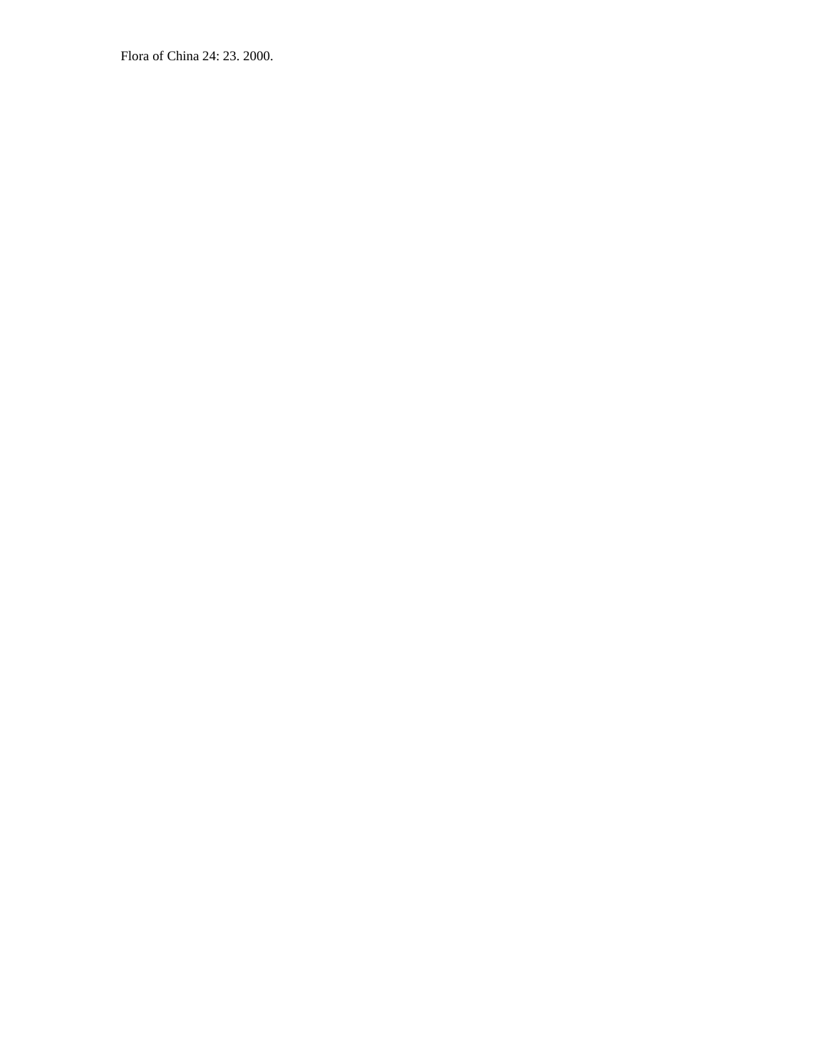Flora of China 24: 23. 2000.